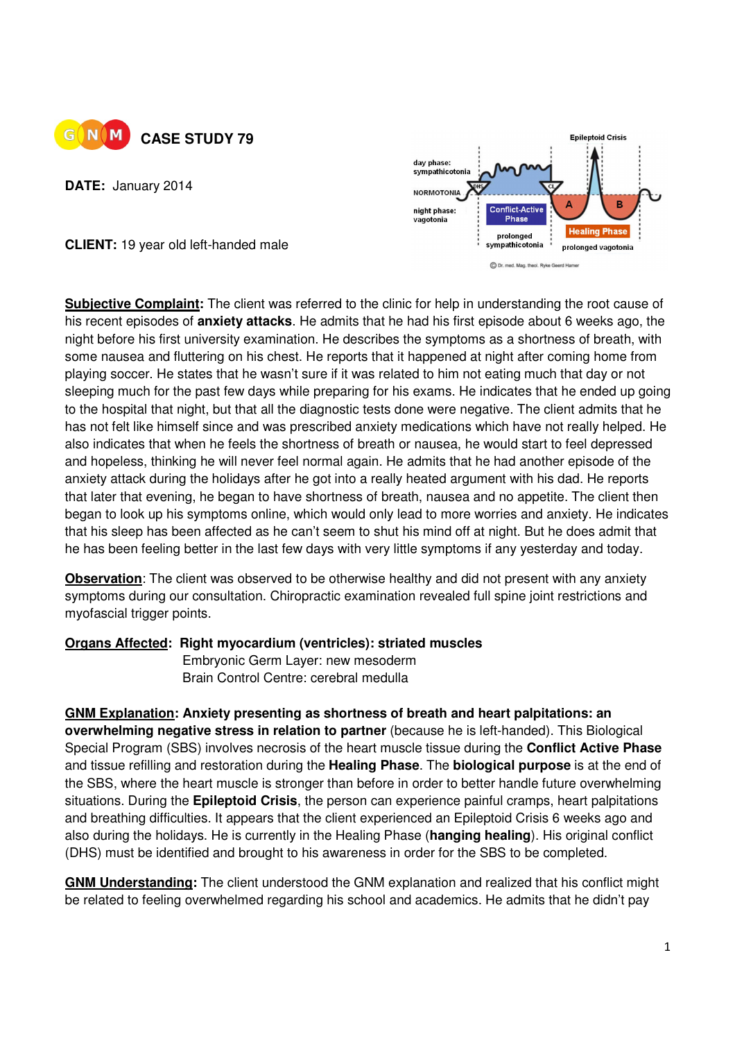**G N M** **CASE STUDY 79**

**DATE:** January 2014

**CLIENT:** 19 year old left-handed male

Epileptoid Crisis

day phase: sympathicotonia

NORMOTONIA

night phase: vagotonia

DHS

CL

Conflict-Active Phase

A

B

Healing Phase

prolonged sympathicotonia

prolonged vagotonia

© Dr. med. Mag. theol. Ryke Geerd Hamer

**Subjective Complaint:** The client was referred to the clinic for help in understanding the root cause of his recent episodes of **anxiety attacks**. He admits that he had his first episode about 6 weeks ago, the night before his first university examination. He describes the symptoms as a shortness of breath, with some nausea and fluttering on his chest. He reports that it happened at night after coming home from playing soccer. He states that he wasn't sure if it was related to him not eating much that day or not sleeping much for the past few days while preparing for his exams. He indicates that he ended up going to the hospital that night, but that all the diagnostic tests done were negative. The client admits that he has not felt like himself since and was prescribed anxiety medications which have not really helped. He also indicates that when he feels the shortness of breath or nausea, he would start to feel depressed and hopeless, thinking he will never feel normal again. He admits that he had another episode of the anxiety attack during the holidays after he got into a really heated argument with his dad. He reports that later that evening, he began to have shortness of breath, nausea and no appetite. The client then began to look up his symptoms online, which would only lead to more worries and anxiety. He indicates that his sleep has been affected as he can't seem to shut his mind off at night. But he does admit that he has been feeling better in the last few days with very little symptoms if any yesterday and today.

**Observation**: The client was observed to be otherwise healthy and did not present with any anxiety symptoms during our consultation. Chiropractic examination revealed full spine joint restrictions and myofascial trigger points.

**Organs Affected**: **Right myocardium (ventricles): striated muscles**
Embryonic Germ Layer: new mesoderm
Brain Control Centre: cerebral medulla

**GNM Explanation: Anxiety presenting as shortness of breath and heart palpitations: an overwhelming negative stress in relation to partner** (because he is left-handed). This Biological Special Program (SBS) involves necrosis of the heart muscle tissue during the **Conflict Active Phase** and tissue refilling and restoration during the **Healing Phase**. The **biological purpose** is at the end of the SBS, where the heart muscle is stronger than before in order to better handle future overwhelming situations. During the **Epileptoid Crisis**, the person can experience painful cramps, heart palpitations and breathing difficulties. It appears that the client experienced an Epileptoid Crisis 6 weeks ago and also during the holidays. He is currently in the Healing Phase (**hanging healing**). His original conflict (DHS) must be identified and brought to his awareness in order for the SBS to be completed.

**GNM Understanding:** The client understood the GNM explanation and realized that his conflict might be related to feeling overwhelmed regarding his school and academics. He admits that he didn't pay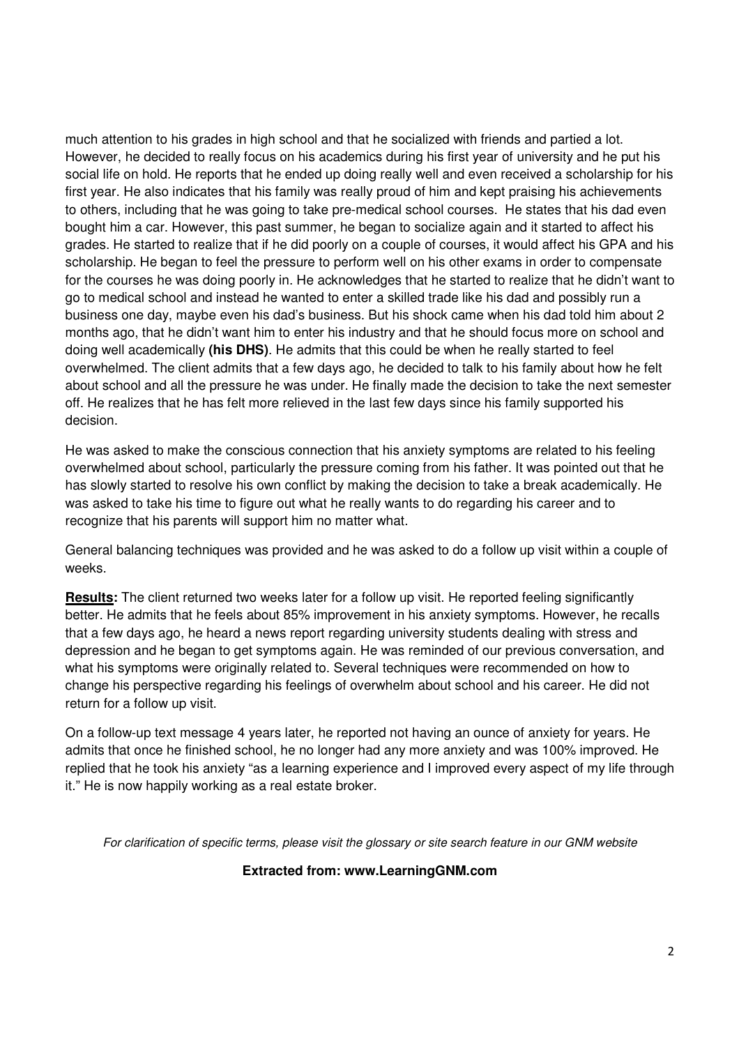much attention to his grades in high school and that he socialized with friends and partied a lot. However, he decided to really focus on his academics during his first year of university and he put his social life on hold. He reports that he ended up doing really well and even received a scholarship for his first year. He also indicates that his family was really proud of him and kept praising his achievements to others, including that he was going to take pre-medical school courses. He states that his dad even bought him a car. However, this past summer, he began to socialize again and it started to affect his grades. He started to realize that if he did poorly on a couple of courses, it would affect his GPA and his scholarship. He began to feel the pressure to perform well on his other exams in order to compensate for the courses he was doing poorly in. He acknowledges that he started to realize that he didn't want to go to medical school and instead he wanted to enter a skilled trade like his dad and possibly run a business one day, maybe even his dad's business. But his shock came when his dad told him about 2 months ago, that he didn't want him to enter his industry and that he should focus more on school and doing well academically **(his DHS)**. He admits that this could be when he really started to feel overwhelmed. The client admits that a few days ago, he decided to talk to his family about how he felt about school and all the pressure he was under. He finally made the decision to take the next semester off. He realizes that he has felt more relieved in the last few days since his family supported his decision.

He was asked to make the conscious connection that his anxiety symptoms are related to his feeling overwhelmed about school, particularly the pressure coming from his father. It was pointed out that he has slowly started to resolve his own conflict by making the decision to take a break academically. He was asked to take his time to figure out what he really wants to do regarding his career and to recognize that his parents will support him no matter what.

General balancing techniques was provided and he was asked to do a follow up visit within a couple of weeks.

**Results:** The client returned two weeks later for a follow up visit. He reported feeling significantly better. He admits that he feels about 85% improvement in his anxiety symptoms. However, he recalls that a few days ago, he heard a news report regarding university students dealing with stress and depression and he began to get symptoms again. He was reminded of our previous conversation, and what his symptoms were originally related to. Several techniques were recommended on how to change his perspective regarding his feelings of overwhelm about school and his career. He did not return for a follow up visit.

On a follow-up text message 4 years later, he reported not having an ounce of anxiety for years. He admits that once he finished school, he no longer had any more anxiety and was 100% improved. He replied that he took his anxiety "as a learning experience and I improved every aspect of my life through it." He is now happily working as a real estate broker.

*For clarification of specific terms, please visit the glossary or site search feature in our GNM website*

**Extracted from: www.LearningGNM.com**